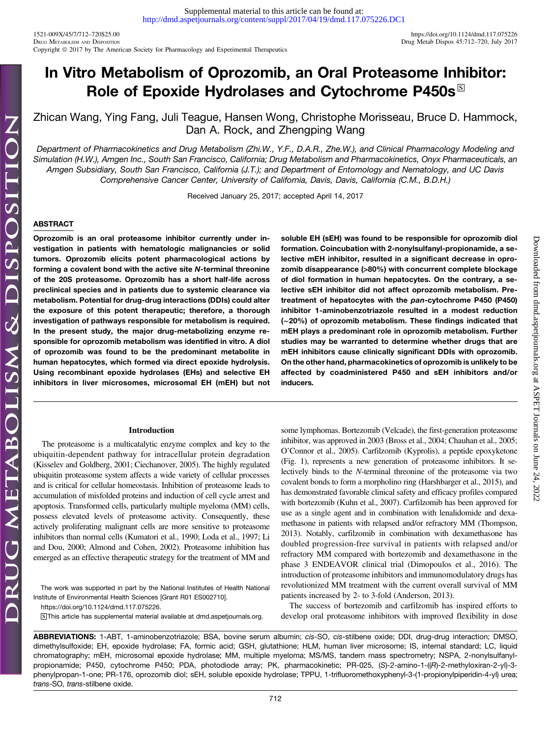Supplemental material to this article can be found at: http://dmd.aspetjournals.org/content/suppl/2017/04/19/dmd.117.075226.DC1

1521-009X/45/7/712–720$25.00
https://doi.org/10.1124/dmd.117.075226
Drug Metabolism and Disposition
Drug Metab Dispos 45:712–720, July 2017
Copyright © 2017 by The American Society for Pharmacology and Experimental Therapeutics

# In Vitro Metabolism of Oprozomib, an Oral Proteasome Inhibitor: Role of Epoxide Hydrolases and Cytochrome P450s

Zhican Wang, Ying Fang, Juli Teague, Hansen Wong, Christophe Morisseau, Bruce D. Hammock, Dan A. Rock, and Zhengping Wang

Department of Pharmacokinetics and Drug Metabolism (Zhi.W., Y.F., D.A.R., Zhe.W.), and Clinical Pharmacology Modeling and Simulation (H.W.), Amgen Inc., South San Francisco, California; Drug Metabolism and Pharmacokinetics, Onyx Pharmaceuticals, an Amgen Subsidiary, South San Francisco, California (J.T.); and Department of Entomology and Nematology, and UC Davis Comprehensive Cancer Center, University of California, Davis, Davis, California (C.M., B.D.H.)

Received January 25, 2017; accepted April 14, 2017

## ABSTRACT

**Oprozomib is an oral proteasome inhibitor currently under investigation in patients with hematologic malignancies or solid tumors. Oprozomib elicits potent pharmacological actions by forming a covalent bond with the active site *N*-terminal threonine of the 20S proteasome. Oprozomib has a short half-life across preclinical species and in patients due to systemic clearance via metabolism. Potential for drug-drug interactions (DDIs) could alter the exposure of this potent therapeutic; therefore, a thorough investigation of pathways responsible for metabolism is required. In the present study, the major drug-metabolizing enzyme responsible for oprozomib metabolism was identified in vitro. A diol of oprozomib was found to be the predominant metabolite in human hepatocytes, which formed via direct epoxide hydrolysis. Using recombinant epoxide hydrolases (EHs) and selective EH inhibitors in liver microsomes, microsomal EH (mEH) but not soluble EH (sEH) was found to be responsible for oprozomib diol formation. Coincubation with 2-nonylsulfanyl-propionamide, a selective mEH inhibitor, resulted in a significant decrease in oprozomib disappearance (>80%) with concurrent complete blockage of diol formation in human hepatocytes. On the contrary, a selective sEH inhibitor did not affect oprozomib metabolism. Pretreatment of hepatocytes with the *pan*-cytochrome P450 (P450) inhibitor 1-aminobenzotriazole resulted in a modest reduction (~20%) of oprozomib metabolism. These findings indicated that mEH plays a predominant role in oprozomib metabolism. Further studies may be warranted to determine whether drugs that are mEH inhibitors cause clinically significant DDIs with oprozomib. On the other hand, pharmacokinetics of oprozomib is unlikely to be affected by coadministered P450 and sEH inhibitors and/or inducers.**

## Introduction

The proteasome is a multicatalytic enzyme complex and key to the ubiquitin-dependent pathway for intracellular protein degradation (Kisselev and Goldberg, 2001; Ciechanover, 2005). The highly regulated ubiquitin proteasome system affects a wide variety of cellular processes and is critical for cellular homeostasis. Inhibition of proteasome leads to accumulation of misfolded proteins and induction of cell cycle arrest and apoptosis. Transformed cells, particularly multiple myeloma (MM) cells, possess elevated levels of proteasome activity. Consequently, these actively proliferating malignant cells are more sensitive to proteasome inhibitors than normal cells (Kumatori et al., 1990; Loda et al., 1997; Li and Dou, 2000; Almond and Cohen, 2002). Proteasome inhibition has emerged as an effective therapeutic strategy for the treatment of MM and some lymphomas. Bortezomib (Velcade), the first-generation proteasome inhibitor, was approved in 2003 (Bross et al., 2004; Chauhan et al., 2005; O'Connor et al., 2005). Carfilzomib (Kyprolis), a peptide epoxyketone (Fig. 1), represents a new generation of proteasome inhibitors. It selectively binds to the *N*-terminal threonine of the proteasome via two covalent bonds to form a morpholino ring (Harshbarger et al., 2015), and has demonstrated favorable clinical safety and efficacy profiles compared with bortezomib (Kuhn et al., 2007). Carfilzomib has been approved for use as a single agent and in combination with lenalidomide and dexamethasone in patients with relapsed and/or refractory MM (Thompson, 2013). Notably, carfilzomib in combination with dexamethasone has doubled progression-free survival in patients with relapsed and/or refractory MM compared with bortezomib and dexamethasone in the phase 3 ENDEAVOR clinical trial (Dimopoulos et al., 2016). The introduction of proteasome inhibitors and immunomodulatory drugs has revolutionized MM treatment with the current overall survival of MM patients increased by 2- to 3-fold (Anderson, 2013).

The success of bortezomib and carfilzomib has inspired efforts to develop oral proteasome inhibitors with improved flexibility in dose

The work was supported in part by the National Institutes of Health National Institute of Environmental Health Sciences [Grant R01 ES002710].

https://doi.org/10.1124/dmd.117.075226.

S This article has supplemental material available at dmd.aspetjournals.org.

**ABBREVIATIONS:** 1-ABT, 1-aminobenzotriazole; BSA, bovine serum albumin; *cis*-SO, *cis*-stilbene oxide; DDI, drug-drug interaction; DMSO, dimethylsulfoxide; EH, epoxide hydrolase; FA, formic acid; GSH, glutathione; HLM, human liver microsome; IS, internal standard; LC, liquid chromatography; mEH, microsomal epoxide hydrolase; MM, multiple myeloma; MS/MS, tandem mass spectrometry; NSPA, 2-nonylsulfanyl-propionamide; P450, cytochrome P450; PDA, photodiode array; PK, pharmacokinetic; PR-025, (*S*)-2-amino-1-((*R*)-2-methyloxiran-2-yl)-3-phenylpropan-1-one; PR-176, oprozomib diol; sEH, soluble epoxide hydrolase; TPPU, 1-trifluoromethoxyphenyl-3-(1-propionylpiperidin-4-yl) urea; *trans*-SO, *trans*-stilbene oxide.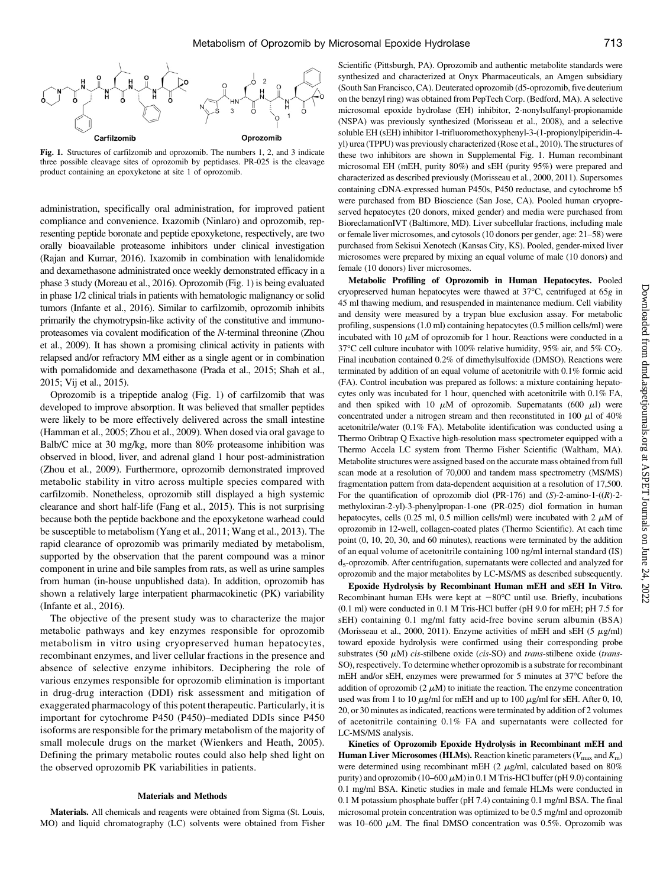Fig. 1. Structures of carfilzomib and oprozomib. The numbers 1, 2, and 3 indicate three possible cleavage sites of oprozomib by peptidases. PR-025 is the cleavage product containing an epoxyketone at site 1 of oprozomib.

administration, specifically oral administration, for improved patient compliance and convenience. Ixazomib (Ninlaro) and oprozomib, representing peptide boronate and peptide epoxyketone, respectively, are two orally bioavailable proteasome inhibitors under clinical investigation (Rajan and Kumar, 2016). Ixazomib in combination with lenalidomide and dexamethasone administrated once weekly demonstrated efficacy in a phase 3 study (Moreau et al., 2016). Oprozomib (Fig. 1) is being evaluated in phase 1/2 clinical trials in patients with hematologic malignancy or solid tumors (Infante et al., 2016). Similar to carfilzomib, oprozomib inhibits primarily the chymotrypsin-like activity of the constitutive and immunoproteasomes via covalent modification of the *N*-terminal threonine (Zhou et al., 2009). It has shown a promising clinical activity in patients with relapsed and/or refractory MM either as a single agent or in combination with pomalidomide and dexamethasone (Prada et al., 2015; Shah et al., 2015; Vij et al., 2015).

Oprozomib is a tripeptide analog (Fig. 1) of carfilzomib that was developed to improve absorption. It was believed that smaller peptides were likely to be more effectively delivered across the small intestine (Hamman et al., 2005; Zhou et al., 2009). When dosed via oral gavage to Balb/C mice at 30 mg/kg, more than 80% proteasome inhibition was observed in blood, liver, and adrenal gland 1 hour post-administration (Zhou et al., 2009). Furthermore, oprozomib demonstrated improved metabolic stability in vitro across multiple species compared with carfilzomib. Nonetheless, oprozomib still displayed a high systemic clearance and short half-life (Fang et al., 2015). This is not surprising because both the peptide backbone and the epoxyketone warhead could be susceptible to metabolism (Yang et al., 2011; Wang et al., 2013). The rapid clearance of oprozomib was primarily mediated by metabolism, supported by the observation that the parent compound was a minor component in urine and bile samples from rats, as well as urine samples from human (in-house unpublished data). In addition, oprozomib has shown a relatively large interpatient pharmacokinetic (PK) variability (Infante et al., 2016).

The objective of the present study was to characterize the major metabolic pathways and key enzymes responsible for oprozomib metabolism in vitro using cryopreserved human hepatocytes, recombinant enzymes, and liver cellular fractions in the presence and absence of selective enzyme inhibitors. Deciphering the role of various enzymes responsible for oprozomib elimination is important in drug-drug interaction (DDI) risk assessment and mitigation of exaggerated pharmacology of this potent therapeutic. Particularly, it is important for cytochrome P450 (P450)–mediated DDIs since P450 isoforms are responsible for the primary metabolism of the majority of small molecule drugs on the market (Wienkers and Heath, 2005). Defining the primary metabolic routes could also help shed light on the observed oprozomib PK variabilities in patients.

## Materials and Methods

**Materials.** All chemicals and reagents were obtained from Sigma (St. Louis, MO) and liquid chromatography (LC) solvents were obtained from Fisher Scientific (Pittsburgh, PA). Oprozomib and authentic metabolite standards were synthesized and characterized at Onyx Pharmaceuticals, an Amgen subsidiary (South San Francisco, CA). Deuterated oprozomib (d5-oprozomib, five deuterium on the benzyl ring) was obtained from PepTech Corp. (Bedford, MA). A selective microsomal epoxide hydrolase (EH) inhibitor, 2-nonylsulfanyl-propionamide (NSPA) was previously synthesized (Morisseau et al., 2008), and a selective soluble EH (sEH) inhibitor 1-trifluoromethoxyphenyl-3-(1-propionylpiperidin-4-yl) urea (TPPU) was previously characterized (Rose et al., 2010). The structures of these two inhibitors are shown in Supplemental Fig. 1. Human recombinant microsomal EH (mEH, purity 80%) and sEH (purity 95%) were prepared and characterized as described previously (Morisseau et al., 2000, 2011). Supersomes containing cDNA-expressed human P450s, P450 reductase, and cytochrome b5 were purchased from BD Bioscience (San Jose, CA). Pooled human cryopreserved hepatocytes (20 donors, mixed gender) and media were purchased from BioreclamationIVT (Baltimore, MD). Liver subcellular fractions, including male or female liver microsomes, and cytosols (10 donors per gender, age: 21–58) were purchased from Sekisui Xenotech (Kansas City, KS). Pooled, gender-mixed liver microsomes were prepared by mixing an equal volume of male (10 donors) and female (10 donors) liver microsomes.

**Metabolic Profiling of Oprozomib in Human Hepatocytes.** Pooled cryopreserved human hepatocytes were thawed at 37°C, centrifuged at 65*g* in 45 ml thawing medium, and resuspended in maintenance medium. Cell viability and density were measured by a trypan blue exclusion assay. For metabolic profiling, suspensions (1.0 ml) containing hepatocytes (0.5 million cells/ml) were incubated with 10 $\mu$M of oprozomib for 1 hour. Reactions were conducted in a 37°C cell culture incubator with 100% relative humidity, 95% air, and 5% $CO_2$. Final incubation contained 0.2% of dimethylsulfoxide (DMSO). Reactions were terminated by addition of an equal volume of acetonitrile with 0.1% formic acid (FA). Control incubation was prepared as follows: a mixture containing hepatocytes only was incubated for 1 hour, quenched with acetonitrile with 0.1% FA, and then spiked with 10 $\mu$M of oprozomib. Supernatants (600 $\mu$l) were concentrated under a nitrogen stream and then reconstituted in 100 $\mu$l of 40% acetonitrile/water (0.1% FA). Metabolite identification was conducted using a Thermo Oribtrap Q Exactive high-resolution mass spectrometer equipped with a Thermo Accela LC system from Thermo Fisher Scientific (Waltham, MA). Metabolite structures were assigned based on the accurate mass obtained from full scan mode at a resolution of 70,000 and tandem mass spectrometry (MS/MS) fragmentation pattern from data-dependent acquisition at a resolution of 17,500. For the quantification of oprozomib diol (PR-176) and (*S*)-2-amino-1-((*R*)-2-methyloxiran-2-yl)-3-phenylpropan-1-one (PR-025) diol formation in human hepatocytes, cells (0.25 ml, 0.5 million cells/ml) were incubated with 2 $\mu$M of oprozomib in 12-well, collagen-coated plates (Thermo Scientific). At each time point (0, 10, 20, 30, and 60 minutes), reactions were terminated by the addition of an equal volume of acetonitrile containing 100 ng/ml internal standard (IS) $d_5$-oprozomib. After centrifugation, supernatants were collected and analyzed for oprozomib and the major metabolites by LC-MS/MS as described subsequently.

**Epoxide Hydrolysis by Recombinant Human mEH and sEH In Vitro.** Recombinant human EHs were kept at −80°C until use. Briefly, incubations (0.1 ml) were conducted in 0.1 M Tris-HCl buffer (pH 9.0 for mEH; pH 7.5 for sEH) containing 0.1 mg/ml fatty acid-free bovine serum albumin (BSA) (Morisseau et al., 2000, 2011). Enzyme activities of mEH and sEH (5 $\mu$g/ml) toward epoxide hydrolysis were confirmed using their corresponding probe substrates (50 $\mu$M) *cis*-stilbene oxide (*cis*-SO) and *trans*-stilbene oxide (*trans*-SO), respectively. To determine whether oprozomib is a substrate for recombinant mEH and/or sEH, enzymes were prewarmed for 5 minutes at 37°C before the addition of oprozomib (2 $\mu$M) to initiate the reaction. The enzyme concentration used was from 1 to 10 $\mu$g/ml for mEH and up to 100 $\mu$g/ml for sEH. After 0, 10, 20, or 30 minutes as indicated, reactions were terminated by addition of 2 volumes of acetonitrile containing 0.1% FA and supernatants were collected for LC-MS/MS analysis.

**Kinetics of Oprozomib Epoxide Hydrolysis in Recombinant mEH and Human Liver Microsomes (HLMs).** Reaction kinetic parameters ($V_{max}$ and $K_m$) were determined using recombinant mEH (2 $\mu$g/ml, calculated based on 80% purity) and oprozomib (10–600 $\mu$M) in 0.1 M Tris-HCl buffer (pH 9.0) containing 0.1 mg/ml BSA. Kinetic studies in male and female HLMs were conducted in 0.1 M potassium phosphate buffer (pH 7.4) containing 0.1 mg/ml BSA. The final microsomal protein concentration was optimized to be 0.5 mg/ml and oprozomib was 10–600 $\mu$M. The final DMSO concentration was 0.5%. Oprozomib was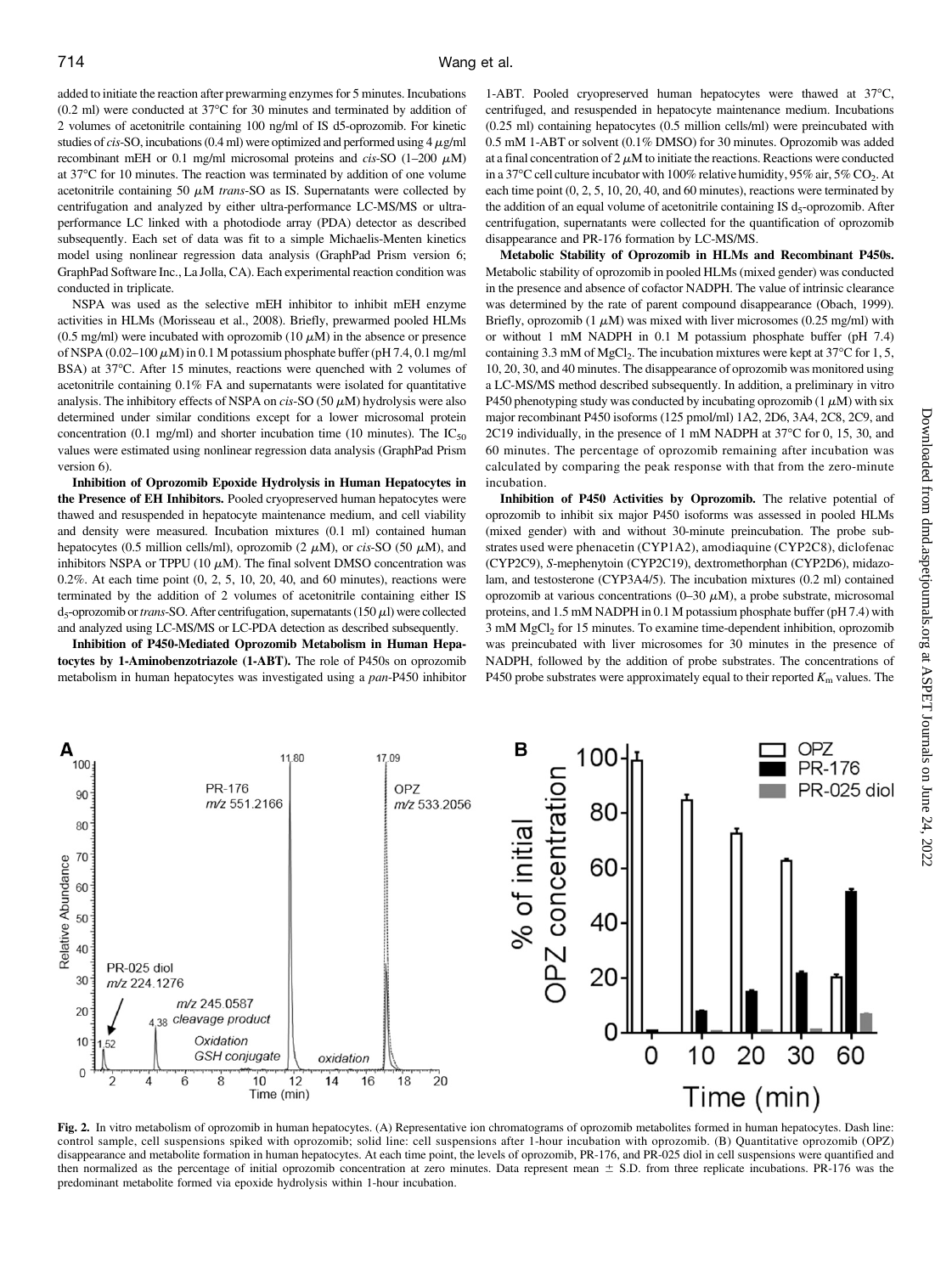added to initiate the reaction after prewarming enzymes for 5 minutes. Incubations (0.2 ml) were conducted at 37°C for 30 minutes and terminated by addition of 2 volumes of acetonitrile containing 100 ng/ml of IS d5-oprozomib. For kinetic studies of *cis*-SO, incubations (0.4 ml) were optimized and performed using 4 $\mu$g/ml recombinant mEH or 0.1 mg/ml microsomal proteins and *cis*-SO (1–200 $\mu$M) at 37°C for 10 minutes. The reaction was terminated by addition of one volume acetonitrile containing 50 $\mu$M *trans*-SO as IS. Supernatants were collected by centrifugation and analyzed by either ultra-performance LC-MS/MS or ultra-performance LC linked with a photodiode array (PDA) detector as described subsequently. Each set of data was fit to a simple Michaelis-Menten kinetics model using nonlinear regression data analysis (GraphPad Prism version 6; GraphPad Software Inc., La Jolla, CA). Each experimental reaction condition was conducted in triplicate.

NSPA was used as the selective mEH inhibitor to inhibit mEH enzyme activities in HLMs (Morisseau et al., 2008). Briefly, prewarmed pooled HLMs (0.5 mg/ml) were incubated with oprozomib (10 $\mu$M) in the absence or presence of NSPA (0.02–100 $\mu$M) in 0.1 M potassium phosphate buffer (pH 7.4, 0.1 mg/ml BSA) at 37°C. After 15 minutes, reactions were quenched with 2 volumes of acetonitrile containing 0.1% FA and supernatants were isolated for quantitative analysis. The inhibitory effects of NSPA on *cis*-SO (50 $\mu$M) hydrolysis were also determined under similar conditions except for a lower microsomal protein concentration (0.1 mg/ml) and shorter incubation time (10 minutes). The $IC_{50}$ values were estimated using nonlinear regression data analysis (GraphPad Prism version 6).

**Inhibition of Oprozomib Epoxide Hydrolysis in Human Hepatocytes in the Presence of EH Inhibitors.** Pooled cryopreserved human hepatocytes were thawed and resuspended in hepatocyte maintenance medium, and cell viability and density were measured. Incubation mixtures (0.1 ml) contained human hepatocytes (0.5 million cells/ml), oprozomib (2 $\mu$M), or *cis*-SO (50 $\mu$M), and inhibitors NSPA or TPPU (10 $\mu$M). The final solvent DMSO concentration was 0.2%. At each time point (0, 2, 5, 10, 20, 40, and 60 minutes), reactions were terminated by the addition of 2 volumes of acetonitrile containing either IS $d_5$-oprozomib or *trans*-SO. After centrifugation, supernatants (150 $\mu$l) were collected and analyzed using LC-MS/MS or LC-PDA detection as described subsequently.

**Inhibition of P450-Mediated Oprozomib Metabolism in Human Hepatocytes by 1-Aminobenzotriazole (1-ABT).** The role of P450s on oprozomib metabolism in human hepatocytes was investigated using a *pan*-P450 inhibitor 1-ABT. Pooled cryopreserved human hepatocytes were thawed at 37°C, centrifuged, and resuspended in hepatocyte maintenance medium. Incubations (0.25 ml) containing hepatocytes (0.5 million cells/ml) were preincubated with 0.5 mM 1-ABT or solvent (0.1% DMSO) for 30 minutes. Oprozomib was added at a final concentration of 2 $\mu$M to initiate the reactions. Reactions were conducted in a 37°C cell culture incubator with 100% relative humidity, 95% air, 5% $CO_2$. At each time point (0, 2, 5, 10, 20, 40, and 60 minutes), reactions were terminated by the addition of an equal volume of acetonitrile containing IS $d_5$-oprozomib. After centrifugation, supernatants were collected for the quantification of oprozomib disappearance and PR-176 formation by LC-MS/MS.

**Metabolic Stability of Oprozomib in HLMs and Recombinant P450s.** Metabolic stability of oprozomib in pooled HLMs (mixed gender) was conducted in the presence and absence of cofactor NADPH. The value of intrinsic clearance was determined by the rate of parent compound disappearance (Obach, 1999). Briefly, oprozomib (1 $\mu$M) was mixed with liver microsomes (0.25 mg/ml) with or without 1 mM NADPH in 0.1 M potassium phosphate buffer (pH 7.4) containing 3.3 mM of $MgCl_2$. The incubation mixtures were kept at 37°C for 1, 5, 10, 20, 30, and 40 minutes. The disappearance of oprozomib was monitored using a LC-MS/MS method described subsequently. In addition, a preliminary in vitro P450 phenotyping study was conducted by incubating oprozomib (1 $\mu$M) with six major recombinant P450 isoforms (125 pmol/ml) 1A2, 2D6, 3A4, 2C8, 2C9, and 2C19 individually, in the presence of 1 mM NADPH at 37°C for 0, 15, 30, and 60 minutes. The percentage of oprozomib remaining after incubation was calculated by comparing the peak response with that from the zero-minute incubation.

**Inhibition of P450 Activities by Oprozomib.** The relative potential of oprozomib to inhibit six major P450 isoforms was assessed in pooled HLMs (mixed gender) with and without 30-minute preincubation. The probe substrates used were phenacetin (CYP1A2), amodiaquine (CYP2C8), diclofenac (CYP2C9), *S*-mephenytoin (CYP2C19), dextromethorphan (CYP2D6), midazolam, and testosterone (CYP3A4/5). The incubation mixtures (0.2 ml) contained oprozomib at various concentrations (0–30 $\mu$M), a probe substrate, microsomal proteins, and 1.5 mM NADPH in 0.1 M potassium phosphate buffer (pH 7.4) with 3 mM $MgCl_2$ for 15 minutes. To examine time-dependent inhibition, oprozomib was preincubated with liver microsomes for 30 minutes in the presence of NADPH, followed by the addition of probe substrates. The concentrations of P450 probe substrates were approximately equal to their reported $K_m$ values. The

**Fig. 2.** In vitro metabolism of oprozomib in human hepatocytes. (A) Representative ion chromatograms of oprozomib metabolites formed in human hepatocytes. Dash line: control sample, cell suspensions spiked with oprozomib; solid line: cell suspensions after 1-hour incubation with oprozomib. (B) Quantitative oprozomib (OPZ) disappearance and metabolite formation in human hepatocytes. At each time point, the levels of oprozomib, PR-176, and PR-025 diol in cell suspensions were quantified and then normalized as the percentage of initial oprozomib concentration at zero minutes. Data represent mean ± S.D. from three replicate incubations. PR-176 was the predominant metabolite formed via epoxide hydrolysis within 1-hour incubation.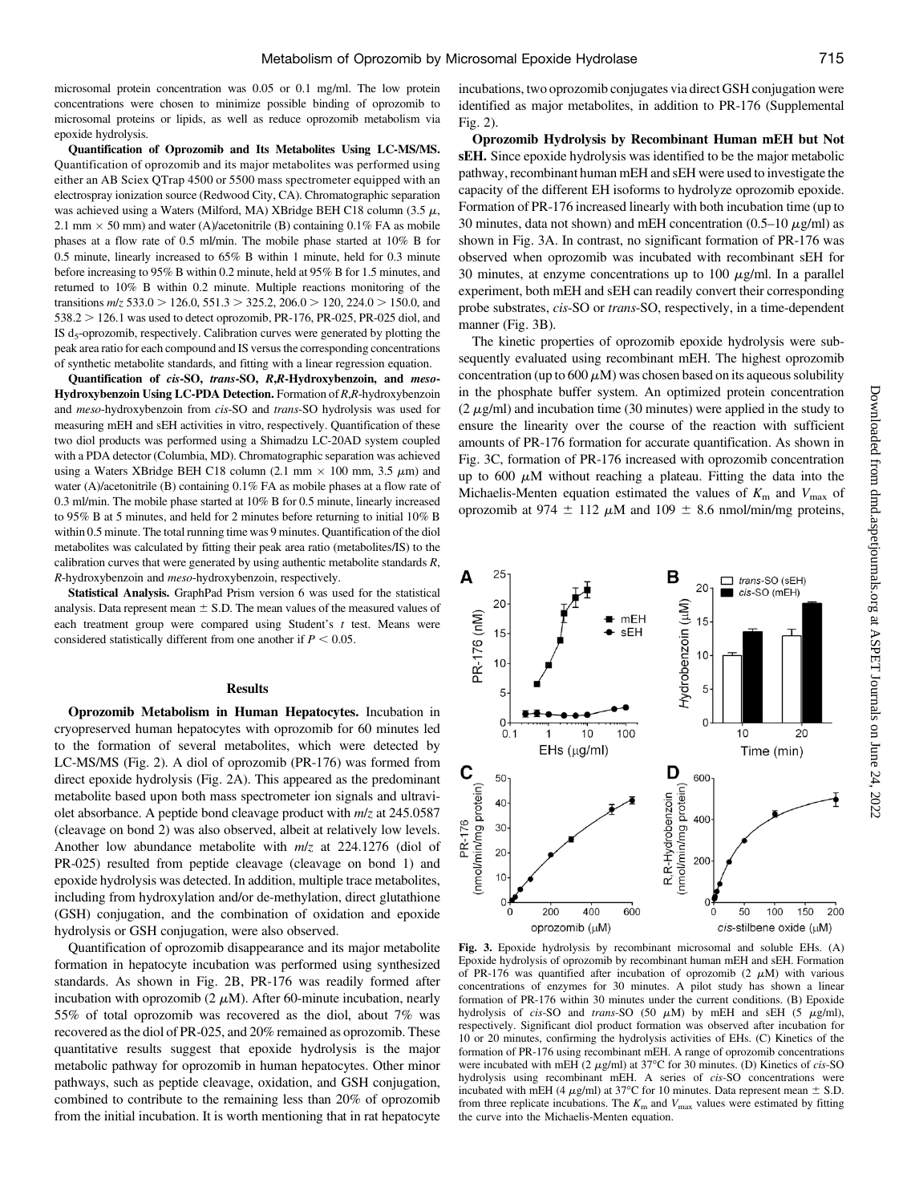microsomal protein concentration was 0.05 or 0.1 mg/ml. The low protein concentrations were chosen to minimize possible binding of oprozomib to microsomal proteins or lipids, as well as reduce oprozomib metabolism via epoxide hydrolysis.

**Quantification of Oprozomib and Its Metabolites Using LC-MS/MS.** Quantification of oprozomib and its major metabolites was performed using either an AB Sciex QTrap 4500 or 5500 mass spectrometer equipped with an electrospray ionization source (Redwood City, CA). Chromatographic separation was achieved using a Waters (Milford, MA) XBridge BEH C18 column (3.5 $\mu$, 2.1 mm × 50 mm) and water (A)/acetonitrile (B) containing 0.1% FA as mobile phases at a flow rate of 0.5 ml/min. The mobile phase started at 10% B for 0.5 minute, linearly increased to 65% B within 1 minute, held for 0.3 minute before increasing to 95% B within 0.2 minute, held at 95% B for 1.5 minutes, and returned to 10% B within 0.2 minute. Multiple reactions monitoring of the transitions $m/z$ 533.0 > 126.0, 551.3 > 325.2, 206.0 > 120, 224.0 > 150.0, and 538.2 > 126.1 was used to detect oprozomib, PR-176, PR-025, PR-025 diol, and IS $d_5$-oprozomib, respectively. Calibration curves were generated by plotting the peak area ratio for each compound and IS versus the corresponding concentrations of synthetic metabolite standards, and fitting with a linear regression equation.

**Quantification of *cis*-SO, *trans*-SO, *R,R*-Hydroxybenzoin, and *meso*-Hydroxybenzoin Using LC-PDA Detection.** Formation of *R,R*-hydroxybenzoin and *meso*-hydroxybenzoin from *cis*-SO and *trans*-SO hydrolysis was used for measuring mEH and sEH activities in vitro, respectively. Quantification of these two diol products was performed using a Shimadzu LC-20AD system coupled with a PDA detector (Columbia, MD). Chromatographic separation was achieved using a Waters XBridge BEH C18 column (2.1 mm × 100 mm, 3.5 $\mu$m) and water (A)/acetonitrile (B) containing 0.1% FA as mobile phases at a flow rate of 0.3 ml/min. The mobile phase started at 10% B for 0.5 minute, linearly increased to 95% B at 5 minutes, and held for 2 minutes before returning to initial 10% B within 0.5 minute. The total running time was 9 minutes. Quantification of the diol metabolites was calculated by fitting their peak area ratio (metabolites/IS) to the calibration curves that were generated by using authentic metabolite standards *R, R*-hydroxybenzoin and *meso*-hydroxybenzoin, respectively.

**Statistical Analysis.** GraphPad Prism version 6 was used for the statistical analysis. Data represent mean ± S.D. The mean values of the measured values of each treatment group were compared using Student's *t* test. Means were considered statistically different from one another if $P < 0.05$.

## Results

**Oprozomib Metabolism in Human Hepatocytes.** Incubation in cryopreserved human hepatocytes with oprozomib for 60 minutes led to the formation of several metabolites, which were detected by LC-MS/MS (Fig. 2). A diol of oprozomib (PR-176) was formed from direct epoxide hydrolysis (Fig. 2A). This appeared as the predominant metabolite based upon both mass spectrometer ion signals and ultraviolet absorbance. A peptide bond cleavage product with $m/z$ at 245.0587 (cleavage on bond 2) was also observed, albeit at relatively low levels. Another low abundance metabolite with $m/z$ at 224.1276 (diol of PR-025) resulted from peptide cleavage (cleavage on bond 1) and epoxide hydrolysis was detected. In addition, multiple trace metabolites, including from hydroxylation and/or de-methylation, direct glutathione (GSH) conjugation, and the combination of oxidation and epoxide hydrolysis or GSH conjugation, were also observed.

Quantification of oprozomib disappearance and its major metabolite formation in hepatocyte incubation was performed using synthesized standards. As shown in Fig. 2B, PR-176 was readily formed after incubation with oprozomib (2 $\mu$M). After 60-minute incubation, nearly 55% of total oprozomib was recovered as the diol, about 7% was recovered as the diol of PR-025, and 20% remained as oprozomib. These quantitative results suggest that epoxide hydrolysis is the major metabolic pathway for oprozomib in human hepatocytes. Other minor pathways, such as peptide cleavage, oxidation, and GSH conjugation, combined to contribute to the remaining less than 20% of oprozomib from the initial incubation. It is worth mentioning that in rat hepatocyte incubations, two oprozomib conjugates via direct GSH conjugation were identified as major metabolites, in addition to PR-176 (Supplemental Fig. 2).

**Oprozomib Hydrolysis by Recombinant Human mEH but Not sEH.** Since epoxide hydrolysis was identified to be the major metabolic pathway, recombinant human mEH and sEH were used to investigate the capacity of the different EH isoforms to hydrolyze oprozomib epoxide. Formation of PR-176 increased linearly with both incubation time (up to 30 minutes, data not shown) and mEH concentration (0.5–10 $\mu$g/ml) as shown in Fig. 3A. In contrast, no significant formation of PR-176 was observed when oprozomib was incubated with recombinant sEH for 30 minutes, at enzyme concentrations up to 100 $\mu$g/ml. In a parallel experiment, both mEH and sEH can readily convert their corresponding probe substrates, *cis*-SO or *trans*-SO, respectively, in a time-dependent manner (Fig. 3B).

The kinetic properties of oprozomib epoxide hydrolysis were subsequently evaluated using recombinant mEH. The highest oprozomib concentration (up to 600 $\mu$M) was chosen based on its aqueous solubility in the phosphate buffer system. An optimized protein concentration (2 $\mu$g/ml) and incubation time (30 minutes) were applied in the study to ensure the linearity over the course of the reaction with sufficient amounts of PR-176 formation for accurate quantification. As shown in Fig. 3C, formation of PR-176 increased with oprozomib concentration up to 600 $\mu$M without reaching a plateau. Fitting the data into the Michaelis-Menten equation estimated the values of $K_m$ and $V_{max}$ of oprozomib at 974 ± 112 $\mu$M and 109 ± 8.6 nmol/min/mg proteins,

Fig. 3. Epoxide hydrolysis by recombinant microsomal and soluble EHs. (A) Epoxide hydrolysis of oprozomib by recombinant human mEH and sEH. Formation of PR-176 was quantified after incubation of oprozomib (2 $\mu$M) with various concentrations of enzymes for 30 minutes. A pilot study has shown a linear formation of PR-176 within 30 minutes under the current conditions. (B) Epoxide hydrolysis of *cis*-SO and *trans*-SO (50 $\mu$M) by mEH and sEH (5 $\mu$g/ml), respectively. Significant diol product formation was observed after incubation for 10 or 20 minutes, confirming the hydrolysis activities of EHs. (C) Kinetics of the formation of PR-176 using recombinant mEH. A range of oprozomib concentrations were incubated with mEH (2 $\mu$g/ml) at 37°C for 30 minutes. (D) Kinetics of *cis*-SO hydrolysis using recombinant mEH. A series of *cis*-SO concentrations were incubated with mEH (4 $\mu$g/ml) at 37°C for 10 minutes. Data represent mean ± S.D. from three replicate incubations. The $K_m$ and $V_{max}$ values were estimated by fitting the curve into the Michaelis-Menten equation.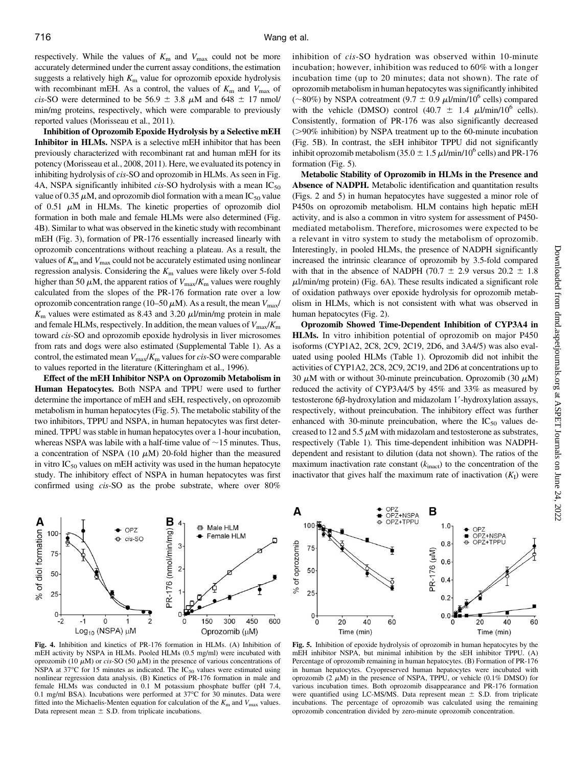respectively. While the values of $K_m$ and $V_{max}$ could not be more accurately determined under the current assay conditions, the estimation suggests a relatively high $K_m$ value for oprozomib epoxide hydrolysis with recombinant mEH. As a control, the values of $K_m$ and $V_{max}$ of *cis*-SO were determined to be 56.9 ± 3.8 $\mu$M and 648 ± 17 nmol/min/mg proteins, respectively, which were comparable to previously reported values (Morisseau et al., 2011).

**Inhibition of Oprozomib Epoxide Hydrolysis by a Selective mEH Inhibitor in HLMs.** NSPA is a selective mEH inhibitor that has been previously characterized with recombinant rat and human mEH for its potency (Morisseau et al., 2008, 2011). Here, we evaluated its potency in inhibiting hydrolysis of *cis*-SO and oprozomib in HLMs. As seen in Fig. 4A, NSPA significantly inhibited *cis*-SO hydrolysis with a mean $IC_{50}$ value of 0.35 $\mu$M, and oprozomib diol formation with a mean $IC_{50}$ value of 0.51 $\mu$M in HLMs. The kinetic properties of oprozomib diol formation in both male and female HLMs were also determined (Fig. 4B). Similar to what was observed in the kinetic study with recombinant mEH (Fig. 3), formation of PR-176 essentially increased linearly with oprozomib concentrations without reaching a plateau. As a result, the values of $K_m$ and $V_{max}$ could not be accurately estimated using nonlinear regression analysis. Considering the $K_m$ values were likely over 5-fold higher than 50 $\mu$M, the apparent ratios of $V_{max}/K_m$ values were roughly calculated from the slopes of the PR-176 formation rate over a low oprozomib concentration range (10–50 $\mu$M). As a result, the mean $V_{max}/K_m$ values were estimated as 8.43 and 3.20 $\mu$l/min/mg protein in male and female HLMs, respectively. In addition, the mean values of $V_{max}/K_m$ toward *cis*-SO and oprozomib epoxide hydrolysis in liver microsomes from rats and dogs were also estimated (Supplemental Table 1). As a control, the estimated mean $V_{max}/K_m$ values for *cis*-SO were comparable to values reported in the literature (Kitteringham et al., 1996).

**Effect of the mEH Inhibitor NSPA on Oprozomib Metabolism in Human Hepatocytes.** Both NSPA and TPPU were used to further determine the importance of mEH and sEH, respectively, on oprozomib metabolism in human hepatocytes (Fig. 5). The metabolic stability of the two inhibitors, TPPU and NSPA, in human hepatocytes was first determined. TPPU was stable in human hepatocytes over a 1-hour incubation, whereas NSPA was labile with a half-time value of ~15 minutes. Thus, a concentration of NSPA (10 $\mu$M) 20-fold higher than the measured in vitro $IC_{50}$ values on mEH activity was used in the human hepatocyte study. The inhibitory effect of NSPA in human hepatocytes was first confirmed using *cis*-SO as the probe substrate, where over 80% inhibition of *cis*-SO hydration was observed within 10-minute incubation; however, inhibition was reduced to 60% with a longer incubation time (up to 20 minutes; data not shown). The rate of oprozomib metabolism in human hepatocytes was significantly inhibited (~80%) by NSPA cotreatment (9.7 ± 0.9 $\mu$l/min/$10^6$ cells) compared with the vehicle (DMSO) control (40.7 ± 1.4 $\mu$l/min/$10^6$ cells). Consistently, formation of PR-176 was also significantly decreased (>90% inhibition) by NSPA treatment up to the 60-minute incubation (Fig. 5B). In contrast, the sEH inhibitor TPPU did not significantly inhibit oprozomib metabolism (35.0 ± 1.5 $\mu$l/min/$10^6$ cells) and PR-176 formation (Fig. 5).

**Metabolic Stability of Oprozomib in HLMs in the Presence and Absence of NADPH.** Metabolic identification and quantitation results (Figs. 2 and 5) in human hepatocytes have suggested a minor role of P450s on oprozomib metabolism. HLM contains high hepatic mEH activity, and is also a common in vitro system for assessment of P450-mediated metabolism. Therefore, microsomes were expected to be a relevant in vitro system to study the metabolism of oprozomib. Interestingly, in pooled HLMs, the presence of NADPH significantly increased the intrinsic clearance of oprozomib by 3.5-fold compared with that in the absence of NADPH (70.7 ± 2.9 versus 20.2 ± 1.8 $\mu$l/min/mg protein) (Fig. 6A). These results indicated a significant role of oxidation pathways over epoxide hydrolysis for oprozomib metabolism in HLMs, which is not consistent with what was observed in human hepatocytes (Fig. 2).

**Oprozomib Showed Time-Dependent Inhibition of CYP3A4 in HLMs.** In vitro inhibition potential of oprozomib on major P450 isoforms (CYP1A2, 2C8, 2C9, 2C19, 2D6, and 3A4/5) was also evaluated using pooled HLMs (Table 1). Oprozomib did not inhibit the activities of CYP1A2, 2C8, 2C9, 2C19, and 2D6 at concentrations up to 30 $\mu$M with or without 30-minute preincubation. Oprozomib (30 $\mu$M) reduced the activity of CYP3A4/5 by 45% and 33% as measured by testosterone 6$\beta$-hydroxylation and midazolam 1′-hydroxylation assays, respectively, without preincubation. The inhibitory effect was further enhanced with 30-minute preincubation, where the $IC_{50}$ values decreased to 12 and 5.5 $\mu$M with midazolam and testosterone as substrates, respectively (Table 1). This time-dependent inhibition was NADPH-dependent and resistant to dilution (data not shown). The ratios of the maximum inactivation rate constant ($k_{inact}$) to the concentration of the inactivator that gives half the maximum rate of inactivation ($K_I$) were

**Fig. 4.** Inhibition and kinetics of PR-176 formation in HLMs. (A) Inhibition of mEH activity by NSPA in HLMs. Pooled HLMs (0.5 mg/ml) were incubated with oprozomib (10 $\mu$M) or *cis*-SO (50 $\mu$M) in the presence of various concentrations of NSPA at 37°C for 15 minutes as indicated. The $IC_{50}$ values were estimated using nonlinear regression data analysis. (B) Kinetics of PR-176 formation in male and female HLMs was conducted in 0.1 M potassium phosphate buffer (pH 7.4, 0.1 mg/ml BSA). Incubations were performed at 37°C for 30 minutes. Data were fitted into the Michaelis-Menten equation for calculation of the $K_m$ and $V_{max}$ values. Data represent mean ± S.D. from triplicate incubations.

**Fig. 5.** Inhibition of epoxide hydrolysis of oprozomib in human hepatocytes by the mEH inhibitor NSPA, but minimal inhibition by the sEH inhibitor TPPU. (A) Percentage of oprozomib remaining in human hepatocytes. (B) Formation of PR-176 in human hepatocytes. Cryopreserved human hepatocytes were incubated with oprozomib (2 $\mu$M) in the presence of NSPA, TPPU, or vehicle (0.1% DMSO) for various incubation times. Both oprozomib disappearance and PR-176 formation were quantified using LC-MS/MS. Data represent mean ± S.D. from triplicate incubations. The percentage of oprozomib was calculated using the remaining oprozomib concentration divided by zero-minute oprozomib concentration.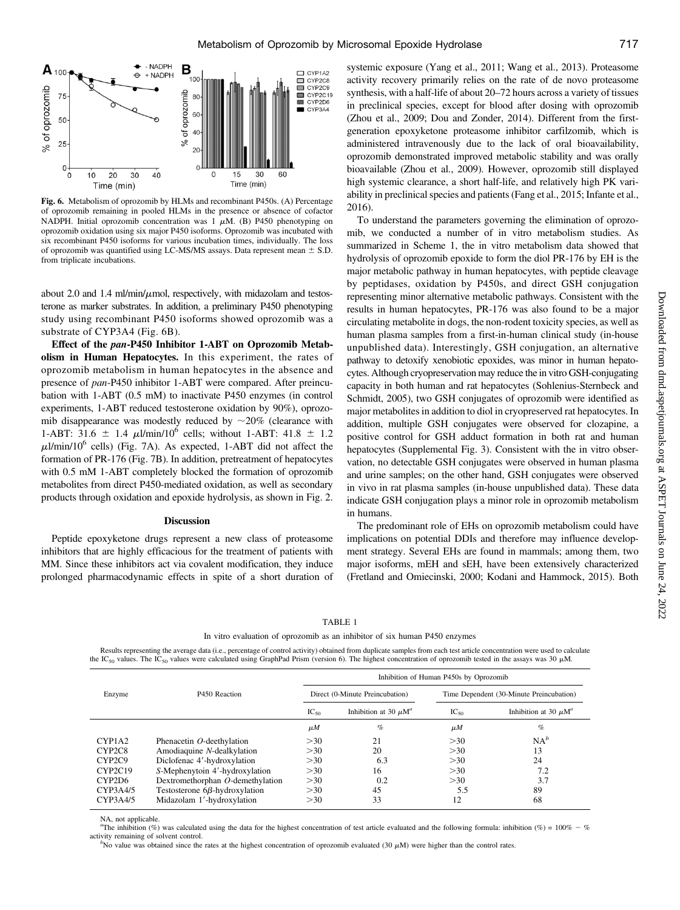Fig. 6. Metabolism of oprozomib by HLMs and recombinant P450s. (A) Percentage of oprozomib remaining in pooled HLMs in the presence or absence of cofactor NADPH. Initial oprozomib concentration was 1 μM. (B) P450 phenotyping on oprozomib oxidation using six major P450 isoforms. Oprozomib was incubated with six recombinant P450 isoforms for various incubation times, individually. The loss of oprozomib was quantified using LC-MS/MS assays. Data represent mean ± S.D. from triplicate incubations.

about 2.0 and 1.4 ml/min/μmol, respectively, with midazolam and testosterone as marker substrates. In addition, a preliminary P450 phenotyping study using recombinant P450 isoforms showed oprozomib was a substrate of CYP3A4 (Fig. 6B).

**Effect of the *pan*-P450 Inhibitor 1-ABT on Oprozomib Metabolism in Human Hepatocytes.** In this experiment, the rates of oprozomib metabolism in human hepatocytes in the absence and presence of *pan*-P450 inhibitor 1-ABT were compared. After preincubation with 1-ABT (0.5 mM) to inactivate P450 enzymes (in control experiments, 1-ABT reduced testosterone oxidation by 90%), oprozomib disappearance was modestly reduced by ~20% (clearance with 1-ABT: 31.6 ± 1.4 μl/min/$10^6$ cells; without 1-ABT: 41.8 ± 1.2 μl/min/$10^6$ cells) (Fig. 7A). As expected, 1-ABT did not affect the formation of PR-176 (Fig. 7B). In addition, pretreatment of hepatocytes with 0.5 mM 1-ABT completely blocked the formation of oprozomib metabolites from direct P450-mediated oxidation, as well as secondary products through oxidation and epoxide hydrolysis, as shown in Fig. 2.

## Discussion

Peptide epoxyketone drugs represent a new class of proteasome inhibitors that are highly efficacious for the treatment of patients with MM. Since these inhibitors act via covalent modification, they induce prolonged pharmacodynamic effects in spite of a short duration of systemic exposure (Yang et al., 2011; Wang et al., 2013). Proteasome activity recovery primarily relies on the rate of de novo proteasome synthesis, with a half-life of about 20–72 hours across a variety of tissues in preclinical species, except for blood after dosing with oprozomib (Zhou et al., 2009; Dou and Zonder, 2014). Different from the first-generation epoxyketone proteasome inhibitor carfilzomib, which is administered intravenously due to the lack of oral bioavailability, oprozomib demonstrated improved metabolic stability and was orally bioavailable (Zhou et al., 2009). However, oprozomib still displayed high systemic clearance, a short half-life, and relatively high PK variability in preclinical species and patients (Fang et al., 2015; Infante et al., 2016).

To understand the parameters governing the elimination of oprozomib, we conducted a number of in vitro metabolism studies. As summarized in Scheme 1, the in vitro metabolism data showed that hydrolysis of oprozomib epoxide to form the diol PR-176 by EH is the major metabolic pathway in human hepatocytes, with peptide cleavage by peptidases, oxidation by P450s, and direct GSH conjugation representing minor alternative metabolic pathways. Consistent with the results in human hepatocytes, PR-176 was also found to be a major circulating metabolite in dogs, the non-rodent toxicity species, as well as human plasma samples from a first-in-human clinical study (in-house unpublished data). Interestingly, GSH conjugation, an alternative pathway to detoxify xenobiotic epoxides, was minor in human hepatocytes. Although cryopreservation may reduce the in vitro GSH-conjugating capacity in both human and rat hepatocytes (Sohlenius-Sternbeck and Schmidt, 2005), two GSH conjugates of oprozomib were identified as major metabolites in addition to diol in cryopreserved rat hepatocytes. In addition, multiple GSH conjugates were observed for clozapine, a positive control for GSH adduct formation in both rat and human hepatocytes (Supplemental Fig. 3). Consistent with the in vitro observation, no detectable GSH conjugates were observed in human plasma and urine samples; on the other hand, GSH conjugates were observed in vivo in rat plasma samples (in-house unpublished data). These data indicate GSH conjugation plays a minor role in oprozomib metabolism in humans.

The predominant role of EHs on oprozomib metabolism could have implications on potential DDIs and therefore may influence development strategy. Several EHs are found in mammals; among them, two major isoforms, mEH and sEH, have been extensively characterized (Fretland and Omiecinski, 2000; Kodani and Hammock, 2015). Both

TABLE 1

In vitro evaluation of oprozomib as an inhibitor of six human P450 enzymes

Results representing the average data (i.e., percentage of control activity) obtained from duplicate samples from each test article concentration were used to calculate the $IC_{50}$ values. The $IC_{50}$ values were calculated using GraphPad Prism (version 6). The highest concentration of oprozomib tested in the assays was 30 μM.

| Enzyme | P450 Reaction | Inhibition of Human P450s by Oprozomib | | | |
|---|---|---|---|---|---|
| | | Direct (0-Minute Preincubation) | | Time Dependent (30-Minute Preincubation) | |
| | | $IC_{50}$ | Inhibition at 30 μM[a] | $IC_{50}$ | Inhibition at 30 μM[a] |
| | | μM | % | μM | % |
| CYP1A2 | Phenacetin *O*-deethylation | >30 | 21 | >30 | NA[b] |
| CYP2C8 | Amodiaquine *N*-dealkylation | >30 | 20 | >30 | 13 |
| CYP2C9 | Diclofenac 4′-hydroxylation | >30 | 6.3 | >30 | 24 |
| CYP2C19 | *S*-Mephenytoin 4′-hydroxylation | >30 | 16 | >30 | 7.2 |
| CYP2D6 | Dextromethorphan *O*-demethylation | >30 | 0.2 | >30 | 3.7 |
| CYP3A4/5 | Testosterone 6β-hydroxylation | >30 | 45 | 5.5 | 89 |
| CYP3A4/5 | Midazolam 1′-hydroxylation | >30 | 33 | 12 | 68 |

NA, not applicable.

[a]The inhibition (%) was calculated using the data for the highest concentration of test article evaluated and the following formula: inhibition (%) = 100% − % activity remaining of solvent control.

[b]No value was obtained since the rates at the highest concentration of oprozomib evaluated (30 μM) were higher than the control rates.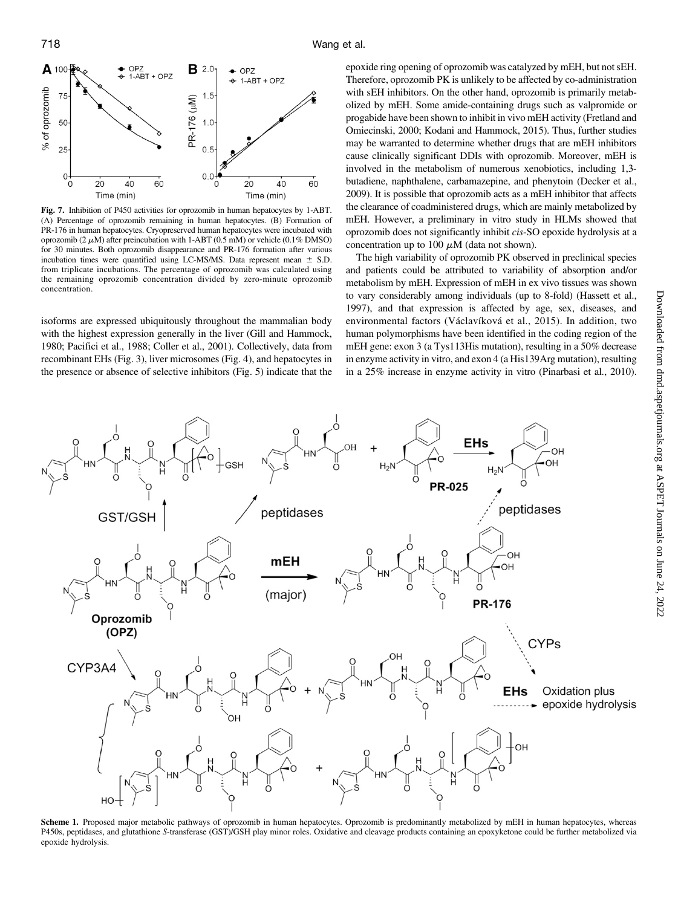Fig. 7. Inhibition of P450 activities for oprozomib in human hepatocytes by 1-ABT. (A) Percentage of oprozomib remaining in human hepatocytes. (B) Formation of PR-176 in human hepatocytes. Cryopreserved human hepatocytes were incubated with oprozomib (2 $\mu$M) after preincubation with 1-ABT (0.5 mM) or vehicle (0.1% DMSO) for 30 minutes. Both oprozomib disappearance and PR-176 formation after various incubation times were quantified using LC-MS/MS. Data represent mean ± S.D. from triplicate incubations. The percentage of oprozomib was calculated using the remaining oprozomib concentration divided by zero-minute oprozomib concentration.

isoforms are expressed ubiquitously throughout the mammalian body with the highest expression generally in the liver (Gill and Hammock, 1980; Pacifici et al., 1988; Coller et al., 2001). Collectively, data from recombinant EHs (Fig. 3), liver microsomes (Fig. 4), and hepatocytes in the presence or absence of selective inhibitors (Fig. 5) indicate that the epoxide ring opening of oprozomib was catalyzed by mEH, but not sEH. Therefore, oprozomib PK is unlikely to be affected by co-administration with sEH inhibitors. On the other hand, oprozomib is primarily metabolized by mEH. Some amide-containing drugs such as valpromide or progabide have been shown to inhibit in vivo mEH activity (Fretland and Omiecinski, 2000; Kodani and Hammock, 2015). Thus, further studies may be warranted to determine whether drugs that are mEH inhibitors cause clinically significant DDIs with oprozomib. Moreover, mEH is involved in the metabolism of numerous xenobiotics, including 1,3-butadiene, naphthalene, carbamazepine, and phenytoin (Decker et al., 2009). It is possible that oprozomib acts as a mEH inhibitor that affects the clearance of coadministered drugs, which are mainly metabolized by mEH. However, a preliminary in vitro study in HLMs showed that oprozomib does not significantly inhibit *cis*-SO epoxide hydrolysis at a concentration up to 100 $\mu$M (data not shown).

The high variability of oprozomib PK observed in preclinical species and patients could be attributed to variability of absorption and/or metabolism by mEH. Expression of mEH in ex vivo tissues was shown to vary considerably among individuals (up to 8-fold) (Hassett et al., 1997), and that expression is affected by age, sex, diseases, and environmental factors (Václavíková et al., 2015). In addition, two human polymorphisms have been identified in the coding region of the mEH gene: exon 3 (a Tys113His mutation), resulting in a 50% decrease in enzyme activity in vitro, and exon 4 (a His139Arg mutation), resulting in a 25% increase in enzyme activity in vitro (Pinarbasi et al., 2010).

Scheme 1. Proposed major metabolic pathways of oprozomib in human hepatocytes. Oprozomib is predominantly metabolized by mEH in human hepatocytes, whereas P450s, peptidases, and glutathione *S*-transferase (GST)/GSH play minor roles. Oxidative and cleavage products containing an epoxyketone could be further metabolized via epoxide hydrolysis.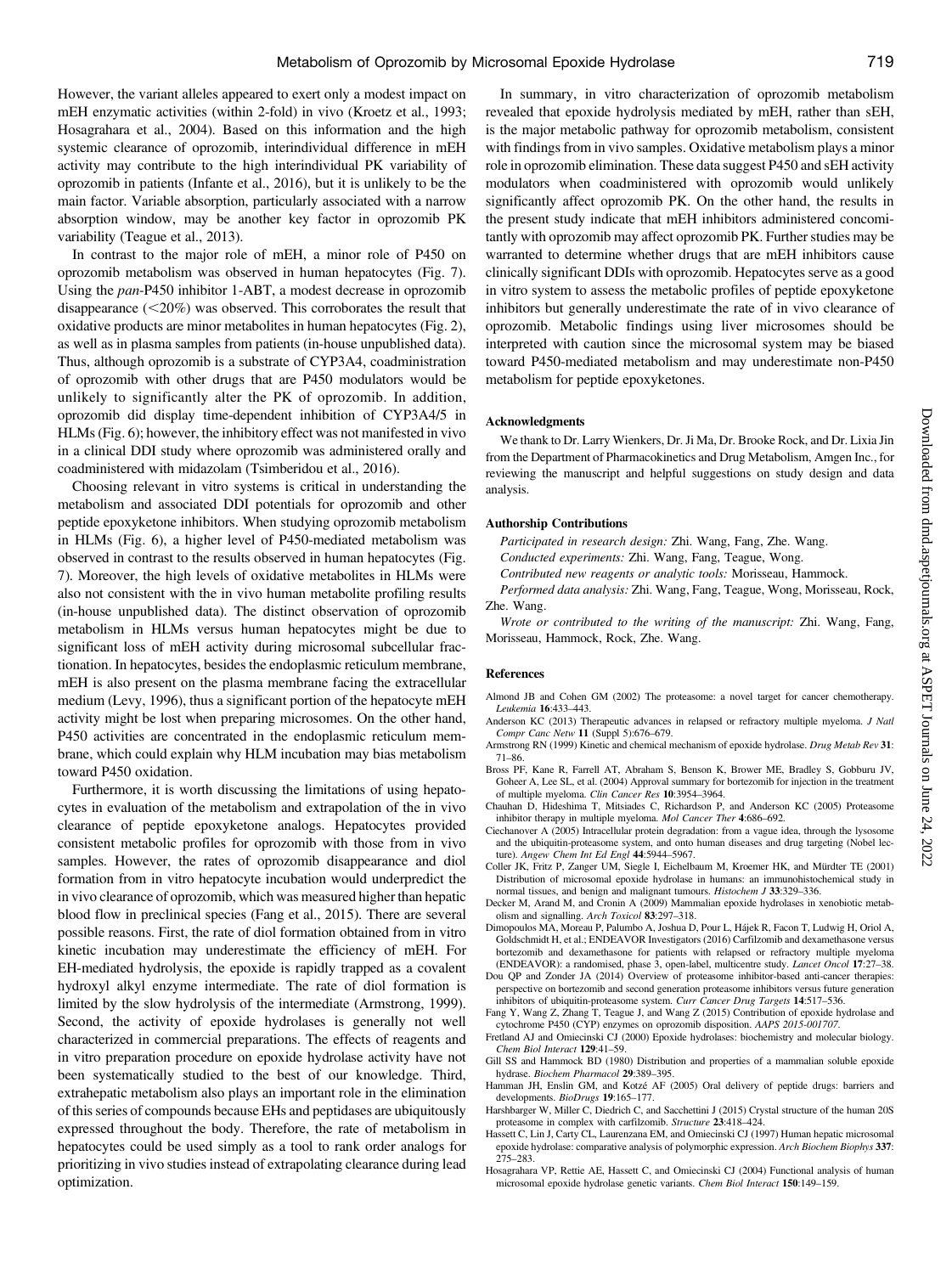However, the variant alleles appeared to exert only a modest impact on mEH enzymatic activities (within 2-fold) in vivo (Kroetz et al., 1993; Hosagrahara et al., 2004). Based on this information and the high systemic clearance of oprozomib, interindividual difference in mEH activity may contribute to the high interindividual PK variability of oprozomib in patients (Infante et al., 2016), but it is unlikely to be the main factor. Variable absorption, particularly associated with a narrow absorption window, may be another key factor in oprozomib PK variability (Teague et al., 2013).

In contrast to the major role of mEH, a minor role of P450 on oprozomib metabolism was observed in human hepatocytes (Fig. 7). Using the *pan*-P450 inhibitor 1-ABT, a modest decrease in oprozomib disappearance (<20%) was observed. This corroborates the result that oxidative products are minor metabolites in human hepatocytes (Fig. 2), as well as in plasma samples from patients (in-house unpublished data). Thus, although oprozomib is a substrate of CYP3A4, coadministration of oprozomib with other drugs that are P450 modulators would be unlikely to significantly alter the PK of oprozomib. In addition, oprozomib did display time-dependent inhibition of CYP3A4/5 in HLMs (Fig. 6); however, the inhibitory effect was not manifested in vivo in a clinical DDI study where oprozomib was administered orally and coadministered with midazolam (Tsimberidou et al., 2016).

Choosing relevant in vitro systems is critical in understanding the metabolism and associated DDI potentials for oprozomib and other peptide epoxyketone inhibitors. When studying oprozomib metabolism in HLMs (Fig. 6), a higher level of P450-mediated metabolism was observed in contrast to the results observed in human hepatocytes (Fig. 7). Moreover, the high levels of oxidative metabolites in HLMs were also not consistent with the in vivo human metabolite profiling results (in-house unpublished data). The distinct observation of oprozomib metabolism in HLMs versus human hepatocytes might be due to significant loss of mEH activity during microsomal subcellular fractionation. In hepatocytes, besides the endoplasmic reticulum membrane, mEH is also present on the plasma membrane facing the extracellular medium (Levy, 1996), thus a significant portion of the hepatocyte mEH activity might be lost when preparing microsomes. On the other hand, P450 activities are concentrated in the endoplasmic reticulum membrane, which could explain why HLM incubation may bias metabolism toward P450 oxidation.

Furthermore, it is worth discussing the limitations of using hepatocytes in evaluation of the metabolism and extrapolation of the in vivo clearance of peptide epoxyketone analogs. Hepatocytes provided consistent metabolic profiles for oprozomib with those from in vivo samples. However, the rates of oprozomib disappearance and diol formation from in vitro hepatocyte incubation would underpredict the in vivo clearance of oprozomib, which was measured higher than hepatic blood flow in preclinical species (Fang et al., 2015). There are several possible reasons. First, the rate of diol formation obtained from in vitro kinetic incubation may underestimate the efficiency of mEH. For EH-mediated hydrolysis, the epoxide is rapidly trapped as a covalent hydroxyl alkyl enzyme intermediate. The rate of diol formation is limited by the slow hydrolysis of the intermediate (Armstrong, 1999). Second, the activity of epoxide hydrolases is generally not well characterized in commercial preparations. The effects of reagents and in vitro preparation procedure on epoxide hydrolase activity have not been systematically studied to the best of our knowledge. Third, extrahepatic metabolism also plays an important role in the elimination of this series of compounds because EHs and peptidases are ubiquitously expressed throughout the body. Therefore, the rate of metabolism in hepatocytes could be used simply as a tool to rank order analogs for prioritizing in vivo studies instead of extrapolating clearance during lead optimization.

In summary, in vitro characterization of oprozomib metabolism revealed that epoxide hydrolysis mediated by mEH, rather than sEH, is the major metabolic pathway for oprozomib metabolism, consistent with findings from in vivo samples. Oxidative metabolism plays a minor role in oprozomib elimination. These data suggest P450 and sEH activity modulators when coadministered with oprozomib would unlikely significantly affect oprozomib PK. On the other hand, the results in the present study indicate that mEH inhibitors administered concomitantly with oprozomib may affect oprozomib PK. Further studies may be warranted to determine whether drugs that are mEH inhibitors cause clinically significant DDIs with oprozomib. Hepatocytes serve as a good in vitro system to assess the metabolic profiles of peptide epoxyketone inhibitors but generally underestimate the rate of in vivo clearance of oprozomib. Metabolic findings using liver microsomes should be interpreted with caution since the microsomal system may be biased toward P450-mediated metabolism and may underestimate non-P450 metabolism for peptide epoxyketones.

#### Acknowledgments

We thank to Dr. Larry Wienkers, Dr. Ji Ma, Dr. Brooke Rock, and Dr. Lixia Jin from the Department of Pharmacokinetics and Drug Metabolism, Amgen Inc., for reviewing the manuscript and helpful suggestions on study design and data analysis.

#### Authorship Contributions

*Participated in research design:* Zhi. Wang, Fang, Zhe. Wang.

*Conducted experiments:* Zhi. Wang, Fang, Teague, Wong.

*Contributed new reagents or analytic tools:* Morisseau, Hammock.

*Performed data analysis:* Zhi. Wang, Fang, Teague, Wong, Morisseau, Rock, Zhe. Wang.

*Wrote or contributed to the writing of the manuscript:* Zhi. Wang, Fang, Morisseau, Hammock, Rock, Zhe. Wang.

#### References

Almond JB and Cohen GM (2002) The proteasome: a novel target for cancer chemotherapy. *Leukemia* **16**:433–443.

Anderson KC (2013) Therapeutic advances in relapsed or refractory multiple myeloma. *J Natl Compr Canc Netw* **11** (Suppl 5):676–679.

Armstrong RN (1999) Kinetic and chemical mechanism of epoxide hydrolase. *Drug Metab Rev* **31**: 71–86.

Bross PF, Kane R, Farrell AT, Abraham S, Benson K, Brower ME, Bradley S, Gobburu JV, Goheer A, Lee SL, et al. (2004) Approval summary for bortezomib for injection in the treatment of multiple myeloma. *Clin Cancer Res* **10**:3954–3964.

Chauhan D, Hideshima T, Mitsiades C, Richardson P, and Anderson KC (2005) Proteasome inhibitor therapy in multiple myeloma. *Mol Cancer Ther* **4**:686–692.

Ciechanover A (2005) Intracellular protein degradation: from a vague idea, through the lysosome and the ubiquitin-proteasome system, and onto human diseases and drug targeting (Nobel lecture). *Angew Chem Int Ed Engl* **44**:5944–5967.

Coller JK, Fritz P, Zanger UM, Siegle I, Eichelbaum M, Kroemer HK, and Mürdter TE (2001) Distribution of microsomal epoxide hydrolase in humans: an immunohistochemical study in normal tissues, and benign and malignant tumours. *Histochem J* **33**:329–336.

Decker M, Arand M, and Cronin A (2009) Mammalian epoxide hydrolases in xenobiotic metabolism and signalling. *Arch Toxicol* **83**:297–318.

Dimopoulos MA, Moreau P, Palumbo A, Joshua D, Pour L, Hájek R, Facon T, Ludwig H, Oriol A, Goldschmidt H, et al.; ENDEAVOR Investigators (2016) Carfilzomib and dexamethasone versus bortezomib and dexamethasone for patients with relapsed or refractory multiple myeloma (ENDEAVOR): a randomised, phase 3, open-label, multicentre study. *Lancet Oncol* **17**:27–38.

Dou QP and Zonder JA (2014) Overview of proteasome inhibitor-based anti-cancer therapies: perspective on bortezomib and second generation proteasome inhibitors versus future generation inhibitors of ubiquitin-proteasome system. *Curr Cancer Drug Targets* **14**:517–536.

Fang Y, Wang Z, Zhang T, Teague J, and Wang Z (2015) Contribution of epoxide hydrolase and cytochrome P450 (CYP) enzymes on oprozomib disposition. *AAPS 2015-001707*.

Fretland AJ and Omiecinski CJ (2000) Epoxide hydrolases: biochemistry and molecular biology. *Chem Biol Interact* **129**:41–59.

Gill SS and Hammock BD (1980) Distribution and properties of a mammalian soluble epoxide hydrase. *Biochem Pharmacol* **29**:389–395.

Hamman JH, Enslin GM, and Kotzé AF (2005) Oral delivery of peptide drugs: barriers and developments. *BioDrugs* **19**:165–177.

Harshbarger W, Miller C, Diedrich C, and Sacchettini J (2015) Crystal structure of the human 20S proteasome in complex with carfilzomib. *Structure* **23**:418–424.

Hassett C, Lin J, Carty CL, Laurenzana EM, and Omiecinski CJ (1997) Human hepatic microsomal epoxide hydrolase: comparative analysis of polymorphic expression. *Arch Biochem Biophys* **337**: 275–283.

Hosagrahara VP, Rettie AE, Hassett C, and Omiecinski CJ (2004) Functional analysis of human microsomal epoxide hydrolase genetic variants. *Chem Biol Interact* **150**:149–159.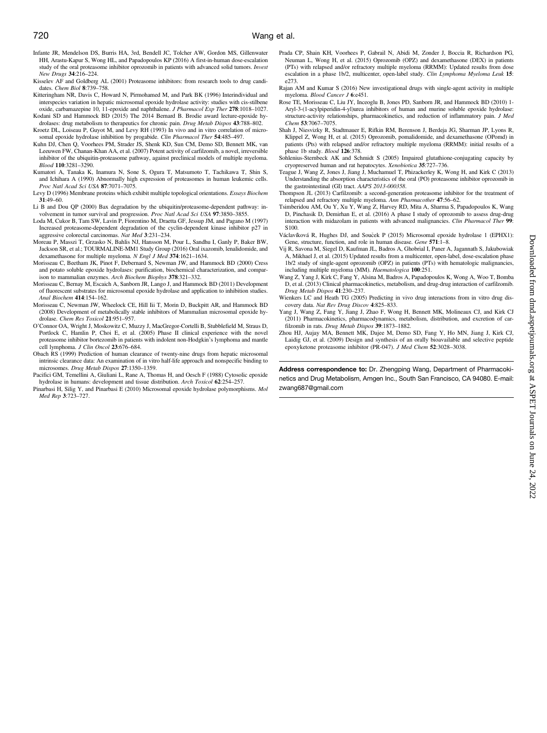Infante JR, Mendelson DS, Burris HA, 3rd, Bendell JC, Tolcher AW, Gordon MS, Gillenwater HH, Arastu-Kapur S, Wong HL, and Papadopoulos KP (2016) A first-in-human dose-escalation study of the oral proteasome inhibitor oprozomib in patients with advanced solid tumors. *Invest New Drugs* **34**:216–224.

Kisselev AF and Goldberg AL (2001) Proteasome inhibitors: from research tools to drug candidates. *Chem Biol* **8**:739–758.

Kitteringham NR, Davis C, Howard N, Pirmohamed M, and Park BK (1996) Interindividual and interspecies variation in hepatic microsomal epoxide hydrolase activity: studies with cis-stilbene oxide, carbamazepine 10, 11-epoxide and naphthalene. *J Pharmacol Exp Ther* **278**:1018–1027.

Kodani SD and Hammock BD (2015) The 2014 Bernard B. Brodie award lecture-epoxide hydrolases: drug metabolism to therapeutics for chronic pain. *Drug Metab Dispos* **43**:788–802.

Kroetz DL, Loiseau P, Guyot M, and Levy RH (1993) In vivo and in vitro correlation of microsomal epoxide hydrolase inhibition by progabide. *Clin Pharmacol Ther* **54**:485–497.

Kuhn DJ, Chen Q, Voorhees PM, Strader JS, Shenk KD, Sun CM, Demo SD, Bennett MK, van Leeuwen FW, Chanan-Khan AA, et al. (2007) Potent activity of carfilzomib, a novel, irreversible inhibitor of the ubiquitin-proteasome pathway, against preclinical models of multiple myeloma. *Blood* **110**:3281–3290.

Kumatori A, Tanaka K, Inamura N, Sone S, Ogura T, Matsumoto T, Tachikawa T, Shin S, and Ichihara A (1990) Abnormally high expression of proteasomes in human leukemic cells. *Proc Natl Acad Sci USA* **87**:7071–7075.

Levy D (1996) Membrane proteins which exhibit multiple topological orientations. *Essays Biochem* **31**:49–60.

Li B and Dou QP (2000) Bax degradation by the ubiquitin/proteasome-dependent pathway: involvement in tumor survival and progression. *Proc Natl Acad Sci USA* **97**:3850–3855.

Loda M, Cukor B, Tam SW, Lavin P, Fiorentino M, Draetta GF, Jessup JM, and Pagano M (1997) Increased proteasome-dependent degradation of the cyclin-dependent kinase inhibitor p27 in aggressive colorectal carcinomas. *Nat Med* **3**:231–234.

Moreau P, Masszi T, Grzasko N, Bahlis NJ, Hansson M, Pour L, Sandhu I, Ganly P, Baker BW, Jackson SR, et al.; TOURMALINE-MM1 Study Group (2016) Oral ixazomib, lenalidomide, and dexamethasone for multiple myeloma. *N Engl J Med* **374**:1621–1634.

Morisseau C, Beetham JK, Pinot F, Debernard S, Newman JW, and Hammock BD (2000) Cress and potato soluble epoxide hydrolases: purification, biochemical characterization, and comparison to mammalian enzymes. *Arch Biochem Biophys* **378**:321–332.

Morisseau C, Bernay M, Escaich A, Sanborn JR, Lango J, and Hammock BD (2011) Development of fluorescent substrates for microsomal epoxide hydrolase and application to inhibition studies. *Anal Biochem* **414**:154–162.

Morisseau C, Newman JW, Wheelock CE, Hill Iii T, Morin D, Buckpitt AR, and Hammock BD (2008) Development of metabolically stable inhibitors of Mammalian microsomal epoxide hydrolase. *Chem Res Toxicol* **21**:951–957.

O'Connor OA, Wright J, Moskowitz C, Muzzy J, MacGregor-Cortelli B, Stubblefield M, Straus D, Portlock C, Hamlin P, Choi E, et al. (2005) Phase II clinical experience with the novel proteasome inhibitor bortezomib in patients with indolent non-Hodgkin's lymphoma and mantle cell lymphoma. *J Clin Oncol* **23**:676–684.

Obach RS (1999) Prediction of human clearance of twenty-nine drugs from hepatic microsomal intrinsic clearance data: An examination of in vitro half-life approach and nonspecific binding to microsomes. *Drug Metab Dispos* **27**:1350–1359.

Pacifici GM, Temellini A, Giuliani L, Rane A, Thomas H, and Oesch F (1988) Cytosolic epoxide hydrolase in humans: development and tissue distribution. *Arch Toxicol* **62**:254–257.

Pinarbasi H, Silig Y, and Pinarbasi E (2010) Microsomal epoxide hydrolase polymorphisms. *Mol Med Rep* **3**:723–727.

Prada CP, Shain KH, Voorhees P, Gabrail N, Abidi M, Zonder J, Boccia R, Richardson PG, Neuman L, Wong H, et al. (2015) Oprozomib (OPZ) and dexamethasone (DEX) in patients (PTs) with relapsed and/or refractory multiple myeloma (RRMM): Updated results from dose escalation in a phase 1b/2, multicenter, open-label study. *Clin Lymphoma Myeloma Leuk* **15**: e273.

Rajan AM and Kumar S (2016) New investigational drugs with single-agent activity in multiple myeloma. *Blood Cancer J* **6**:e451.

Rose TE, Morisseau C, Liu JY, Inceoglu B, Jones PD, Sanborn JR, and Hammock BD (2010) 1-Aryl-3-(1-acylpiperidin-4-yl)urea inhibitors of human and murine soluble epoxide hydrolase: structure-activity relationships, pharmacokinetics, and reduction of inflammatory pain. *J Med Chem* **53**:7067–7075.

Shah J, Niesvizky R, Stadtmauer E, Rifkin RM, Berenson J, Berdeja JG, Sharman JP, Lyons R, Klippel Z, Wong H, et al. (2015) Oprozomib, pomalidomide, and dexamethasone (OPomd) in patients (Pts) with relapsed and/or refractory multiple myeloma (RRMM): initial results of a phase 1b study. *Blood* **126**:378.

Sohlenius-Sternbeck AK and Schmidt S (2005) Impaired glutathione-conjugating capacity by cryopreserved human and rat hepatocytes. *Xenobiotica* **35**:727–736.

Teague J, Wang Z, Jones J, Jiang J, Muchamuel T, Phizackerley K, Wong H, and Kirk C (2013) Understanding the absorption characteristics of the oral (PO) proteasome inhibitor oprozomib in the gastrointestinal (GI) tract. *AAPS 2013-000358*.

Thompson JL (2013) Carfilzomib: a second-generation proteasome inhibitor for the treatment of relapsed and refractory multiple myeloma. *Ann Pharmacother* **47**:56–62.

Tsimberidou AM, Ou Y, Xu Y, Wang Z, Harvey RD, Mita A, Sharma S, Papadopoulos K, Wang D, Pinchasik D, Demirhan E, et al. (2016) A phase I study of oprozomib to assess drug-drug interaction with midazolam in patients with advanced malignancies. *Clin Pharmacol Ther* **99**: S100.

Václavíková R, Hughes DJ, and Souček P (2015) Microsomal epoxide hydrolase 1 (EPHX1): Gene, structure, function, and role in human disease. *Gene* **571**:1–8.

Vij R, Savona M, Siegel D, Kaufman JL, Badros A, Ghobrial I, Paner A, Jagannath S, Jakubowiak A, Mikhael J, et al. (2015) Updated results from a multicenter, open-label, dose-escalation phase 1b/2 study of single-agent oprozomib (OPZ) in patients (PTs) with hematologic malignancies, including multiple myeloma (MM). *Haematologica* **100**:251.

Wang Z, Yang J, Kirk C, Fang Y, Alsina M, Badros A, Papadopoulos K, Wong A, Woo T, Bomba D, et al. (2013) Clinical pharmacokinetics, metabolism, and drug-drug interaction of carfilzomib. *Drug Metab Dispos* **41**:230–237.

Wienkers LC and Heath TG (2005) Predicting in vivo drug interactions from in vitro drug discovery data. *Nat Rev Drug Discov* **4**:825–833.

Yang J, Wang Z, Fang Y, Jiang J, Zhao F, Wong H, Bennett MK, Molineaux CJ, and Kirk CJ (2011) Pharmacokinetics, pharmacodynamics, metabolism, distribution, and excretion of carfilzomib in rats. *Drug Metab Dispos* **39**:1873–1882.

Zhou HJ, Aujay MA, Bennett MK, Dajee M, Demo SD, Fang Y, Ho MN, Jiang J, Kirk CJ, Laidig GJ, et al. (2009) Design and synthesis of an orally bioavailable and selective peptide epoxyketone proteasome inhibitor (PR-047). *J Med Chem* **52**:3028–3038.

**Address correspondence to:** Dr. Zhengping Wang, Department of Pharmacokinetics and Drug Metabolism, Amgen Inc., South San Francisco, CA 94080. E-mail: zwang687@gmail.com